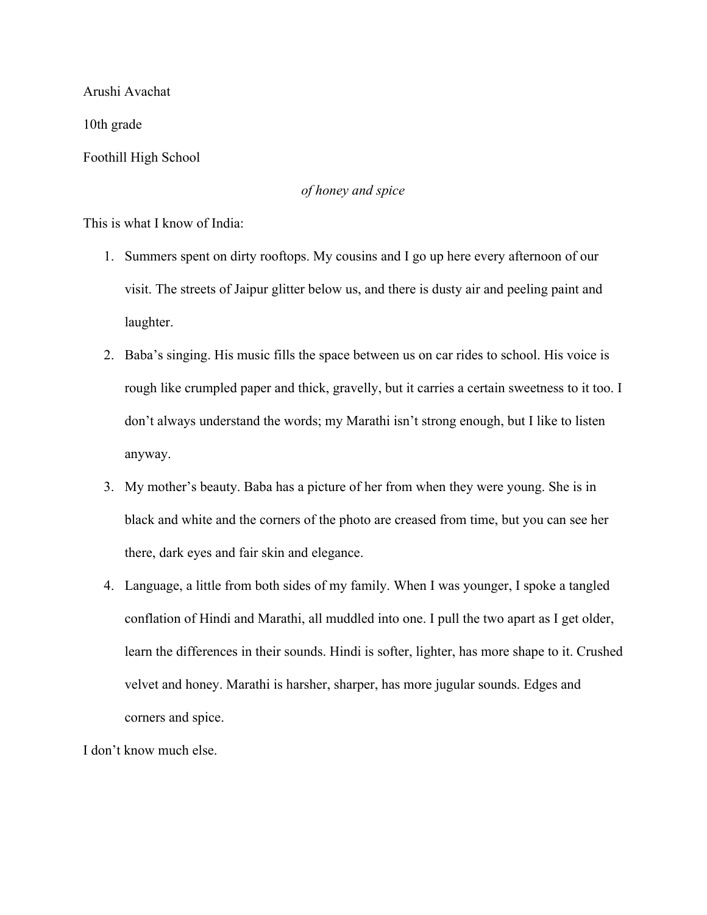Arushi Avachat

10th grade

Foothill High School

*of honey and spice*

This is what I know of India:

1. Summers spent on dirty rooftops. My cousins and I go up here every afternoon of our visit. The streets of Jaipur glitter below us, and there is dusty air and peeling paint and laughter.
2. Baba's singing. His music fills the space between us on car rides to school. His voice is rough like crumpled paper and thick, gravelly, but it carries a certain sweetness to it too. I don't always understand the words; my Marathi isn't strong enough, but I like to listen anyway.
3. My mother's beauty. Baba has a picture of her from when they were young. She is in black and white and the corners of the photo are creased from time, but you can see her there, dark eyes and fair skin and elegance.
4. Language, a little from both sides of my family. When I was younger, I spoke a tangled conflation of Hindi and Marathi, all muddled into one. I pull the two apart as I get older, learn the differences in their sounds. Hindi is softer, lighter, has more shape to it. Crushed velvet and honey. Marathi is harsher, sharper, has more jugular sounds. Edges and corners and spice.

I don't know much else.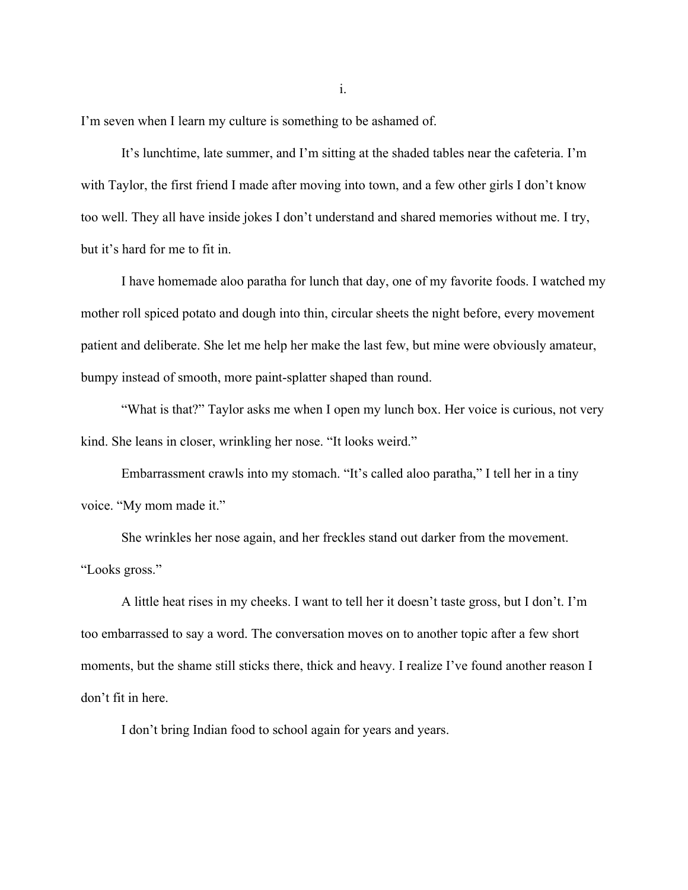i.

I'm seven when I learn my culture is something to be ashamed of.

It's lunchtime, late summer, and I'm sitting at the shaded tables near the cafeteria. I'm with Taylor, the first friend I made after moving into town, and a few other girls I don't know too well. They all have inside jokes I don't understand and shared memories without me. I try, but it's hard for me to fit in.

I have homemade aloo paratha for lunch that day, one of my favorite foods. I watched my mother roll spiced potato and dough into thin, circular sheets the night before, every movement patient and deliberate. She let me help her make the last few, but mine were obviously amateur, bumpy instead of smooth, more paint-splatter shaped than round.

"What is that?" Taylor asks me when I open my lunch box. Her voice is curious, not very kind. She leans in closer, wrinkling her nose. "It looks weird."

Embarrassment crawls into my stomach. "It's called aloo paratha," I tell her in a tiny voice. "My mom made it."

She wrinkles her nose again, and her freckles stand out darker from the movement. "Looks gross."

A little heat rises in my cheeks. I want to tell her it doesn't taste gross, but I don't. I'm too embarrassed to say a word. The conversation moves on to another topic after a few short moments, but the shame still sticks there, thick and heavy. I realize I've found another reason I don't fit in here.

I don't bring Indian food to school again for years and years.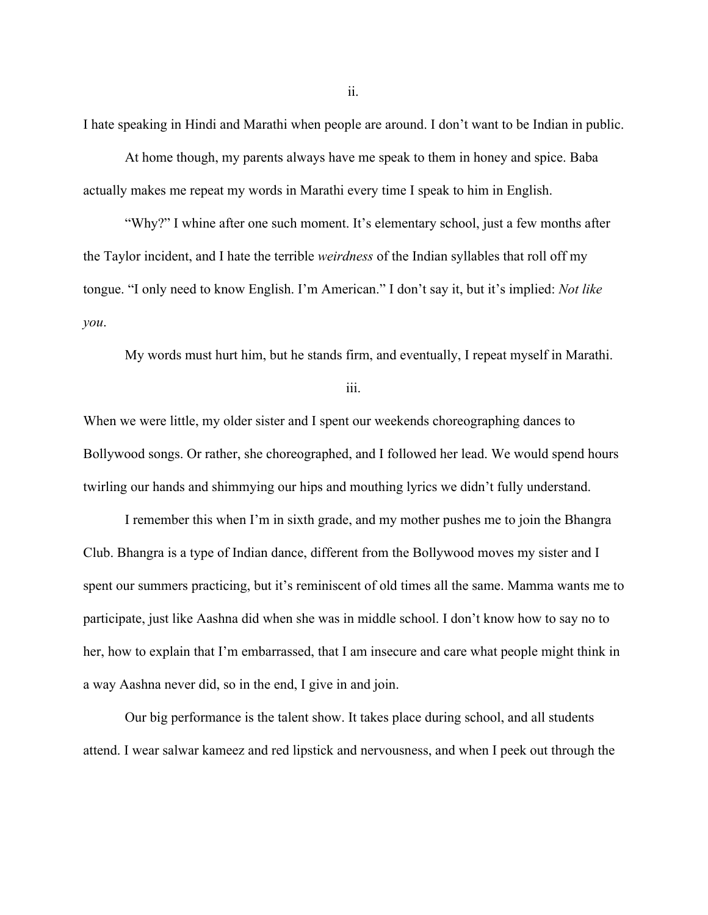ii.

I hate speaking in Hindi and Marathi when people are around. I don't want to be Indian in public.

At home though, my parents always have me speak to them in honey and spice. Baba actually makes me repeat my words in Marathi every time I speak to him in English.

"Why?" I whine after one such moment. It's elementary school, just a few months after the Taylor incident, and I hate the terrible *weirdness* of the Indian syllables that roll off my tongue. "I only need to know English. I'm American." I don't say it, but it's implied: *Not like you*.

My words must hurt him, but he stands firm, and eventually, I repeat myself in Marathi.

iii.

When we were little, my older sister and I spent our weekends choreographing dances to Bollywood songs. Or rather, she choreographed, and I followed her lead. We would spend hours twirling our hands and shimmying our hips and mouthing lyrics we didn't fully understand.

I remember this when I'm in sixth grade, and my mother pushes me to join the Bhangra Club. Bhangra is a type of Indian dance, different from the Bollywood moves my sister and I spent our summers practicing, but it's reminiscent of old times all the same. Mamma wants me to participate, just like Aashna did when she was in middle school. I don't know how to say no to her, how to explain that I'm embarrassed, that I am insecure and care what people might think in a way Aashna never did, so in the end, I give in and join.

Our big performance is the talent show. It takes place during school, and all students attend. I wear salwar kameez and red lipstick and nervousness, and when I peek out through the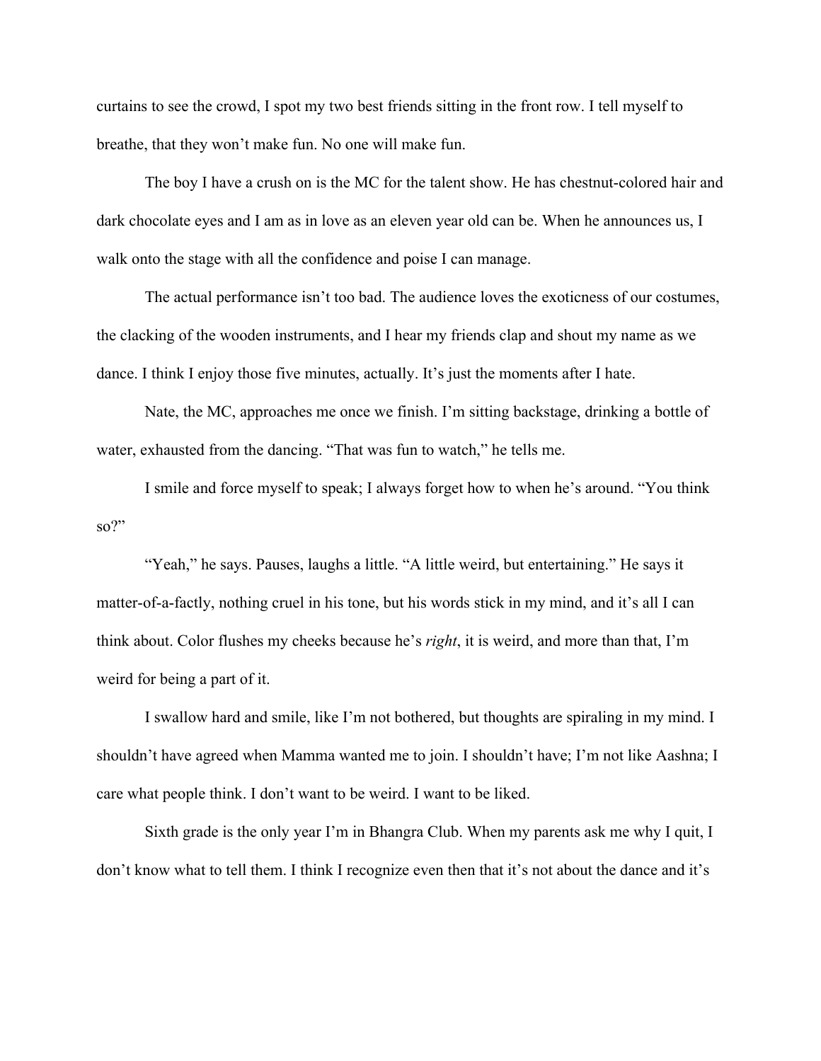curtains to see the crowd, I spot my two best friends sitting in the front row. I tell myself to breathe, that they won't make fun. No one will make fun.

The boy I have a crush on is the MC for the talent show. He has chestnut-colored hair and dark chocolate eyes and I am as in love as an eleven year old can be. When he announces us, I walk onto the stage with all the confidence and poise I can manage.

The actual performance isn't too bad. The audience loves the exoticness of our costumes, the clacking of the wooden instruments, and I hear my friends clap and shout my name as we dance. I think I enjoy those five minutes, actually. It's just the moments after I hate.

Nate, the MC, approaches me once we finish. I'm sitting backstage, drinking a bottle of water, exhausted from the dancing. "That was fun to watch," he tells me.

I smile and force myself to speak; I always forget how to when he's around. "You think so?"

"Yeah," he says. Pauses, laughs a little. "A little weird, but entertaining." He says it matter-of-a-factly, nothing cruel in his tone, but his words stick in my mind, and it's all I can think about. Color flushes my cheeks because he's *right*, it is weird, and more than that, I'm weird for being a part of it.

I swallow hard and smile, like I'm not bothered, but thoughts are spiraling in my mind. I shouldn't have agreed when Mamma wanted me to join. I shouldn't have; I'm not like Aashna; I care what people think. I don't want to be weird. I want to be liked.

Sixth grade is the only year I'm in Bhangra Club. When my parents ask me why I quit, I don't know what to tell them. I think I recognize even then that it's not about the dance and it's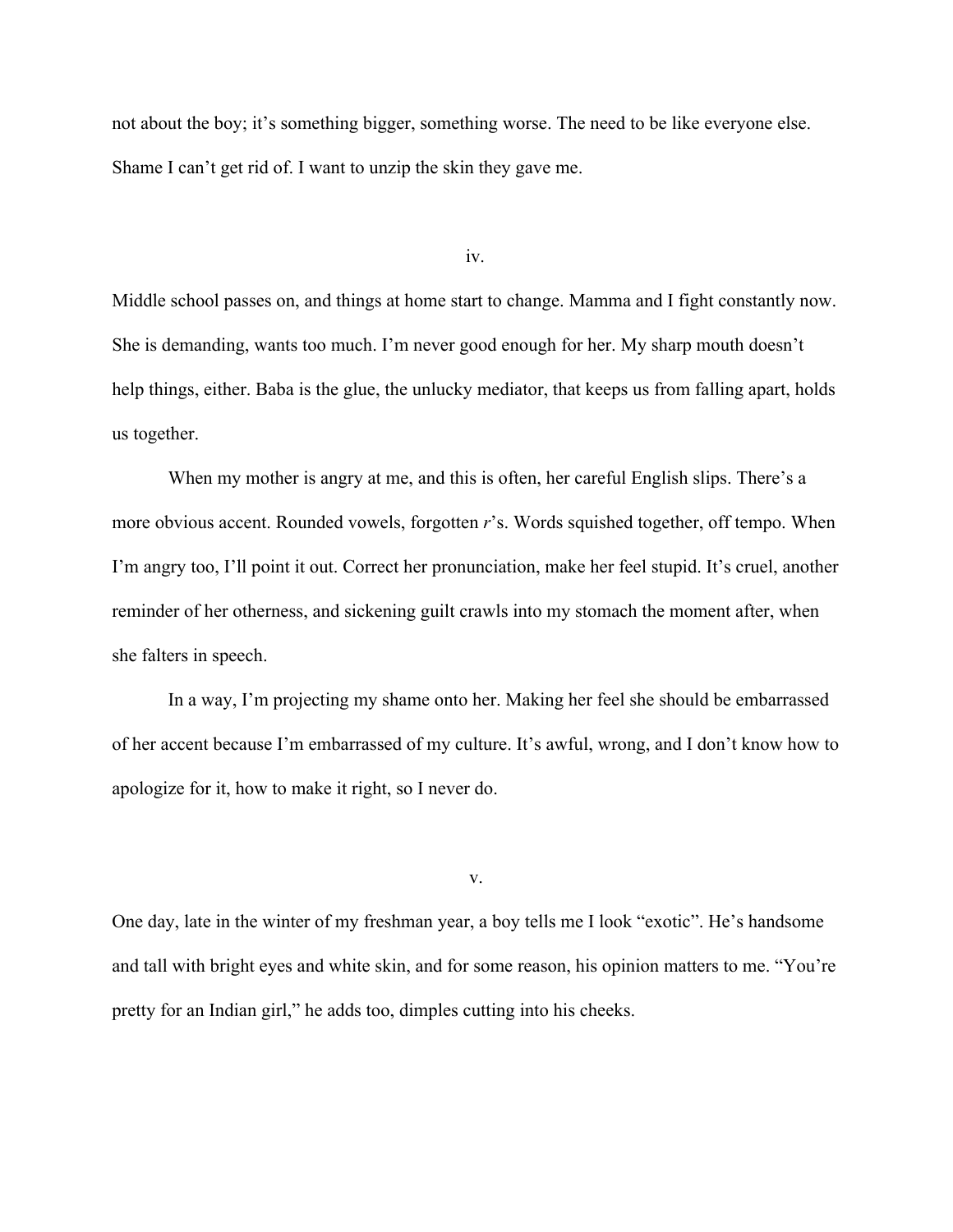not about the boy; it's something bigger, something worse. The need to be like everyone else. Shame I can't get rid of. I want to unzip the skin they gave me.

iv.

Middle school passes on, and things at home start to change. Mamma and I fight constantly now. She is demanding, wants too much. I'm never good enough for her. My sharp mouth doesn't help things, either. Baba is the glue, the unlucky mediator, that keeps us from falling apart, holds us together.

When my mother is angry at me, and this is often, her careful English slips. There's a more obvious accent. Rounded vowels, forgotten *r*'s. Words squished together, off tempo. When I'm angry too, I'll point it out. Correct her pronunciation, make her feel stupid. It's cruel, another reminder of her otherness, and sickening guilt crawls into my stomach the moment after, when she falters in speech.

In a way, I'm projecting my shame onto her. Making her feel she should be embarrassed of her accent because I'm embarrassed of my culture. It's awful, wrong, and I don't know how to apologize for it, how to make it right, so I never do.

v.

One day, late in the winter of my freshman year, a boy tells me I look "exotic". He's handsome and tall with bright eyes and white skin, and for some reason, his opinion matters to me. "You're pretty for an Indian girl," he adds too, dimples cutting into his cheeks.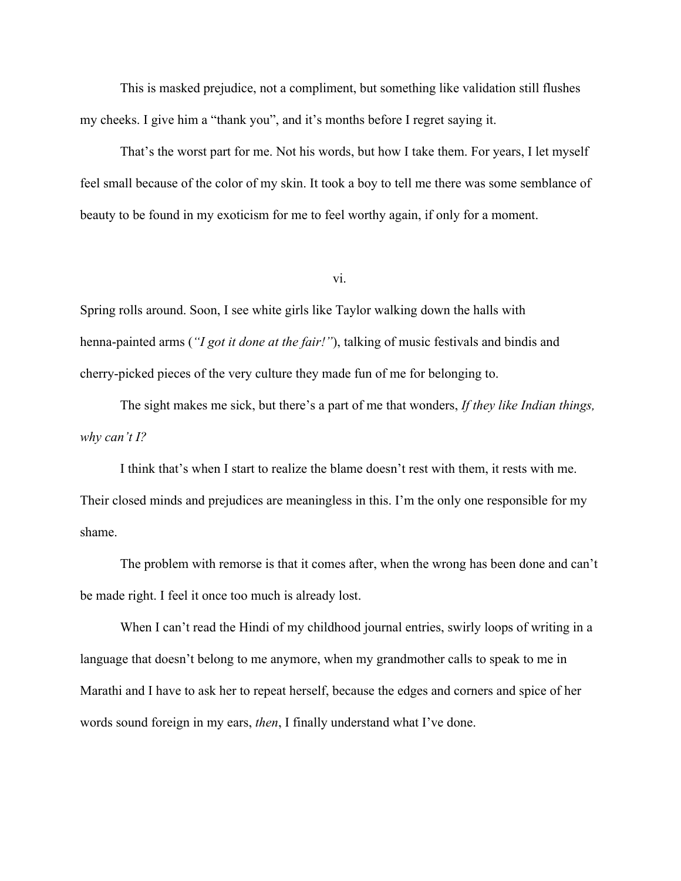This is masked prejudice, not a compliment, but something like validation still flushes my cheeks. I give him a "thank you", and it's months before I regret saying it.

That's the worst part for me. Not his words, but how I take them. For years, I let myself feel small because of the color of my skin. It took a boy to tell me there was some semblance of beauty to be found in my exoticism for me to feel worthy again, if only for a moment.

vi.

Spring rolls around. Soon, I see white girls like Taylor walking down the halls with henna-painted arms (*"I got it done at the fair!"*), talking of music festivals and bindis and cherry-picked pieces of the very culture they made fun of me for belonging to.

The sight makes me sick, but there's a part of me that wonders, *If they like Indian things, why can't I?*

I think that's when I start to realize the blame doesn't rest with them, it rests with me. Their closed minds and prejudices are meaningless in this. I'm the only one responsible for my shame.

The problem with remorse is that it comes after, when the wrong has been done and can't be made right. I feel it once too much is already lost.

When I can't read the Hindi of my childhood journal entries, swirly loops of writing in a language that doesn't belong to me anymore, when my grandmother calls to speak to me in Marathi and I have to ask her to repeat herself, because the edges and corners and spice of her words sound foreign in my ears, *then*, I finally understand what I've done.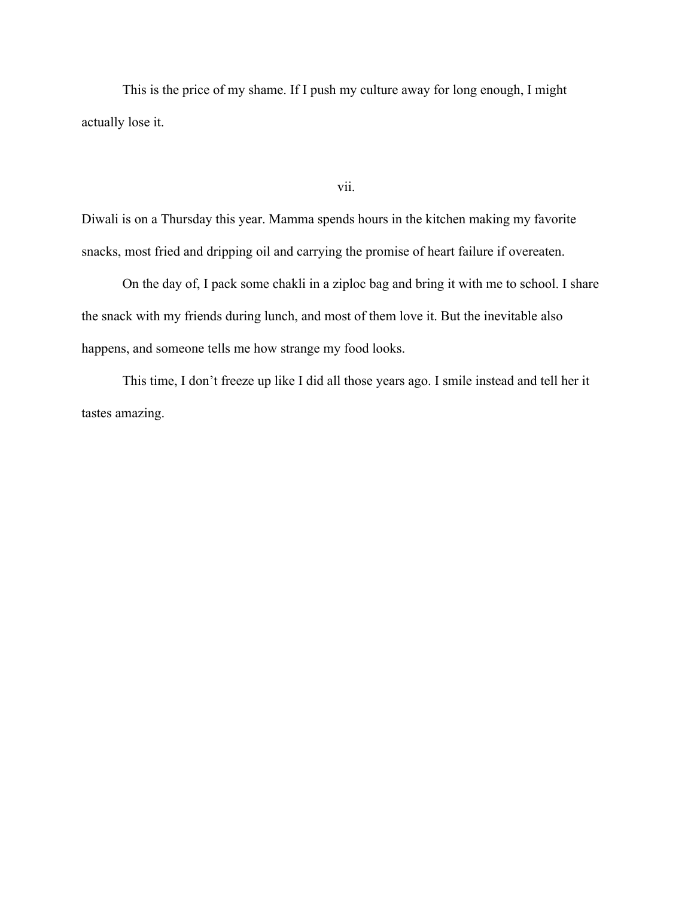This is the price of my shame. If I push my culture away for long enough, I might actually lose it.

vii.

Diwali is on a Thursday this year. Mamma spends hours in the kitchen making my favorite snacks, most fried and dripping oil and carrying the promise of heart failure if overeaten.

On the day of, I pack some chakli in a ziploc bag and bring it with me to school. I share the snack with my friends during lunch, and most of them love it. But the inevitable also happens, and someone tells me how strange my food looks.

This time, I don't freeze up like I did all those years ago. I smile instead and tell her it tastes amazing.